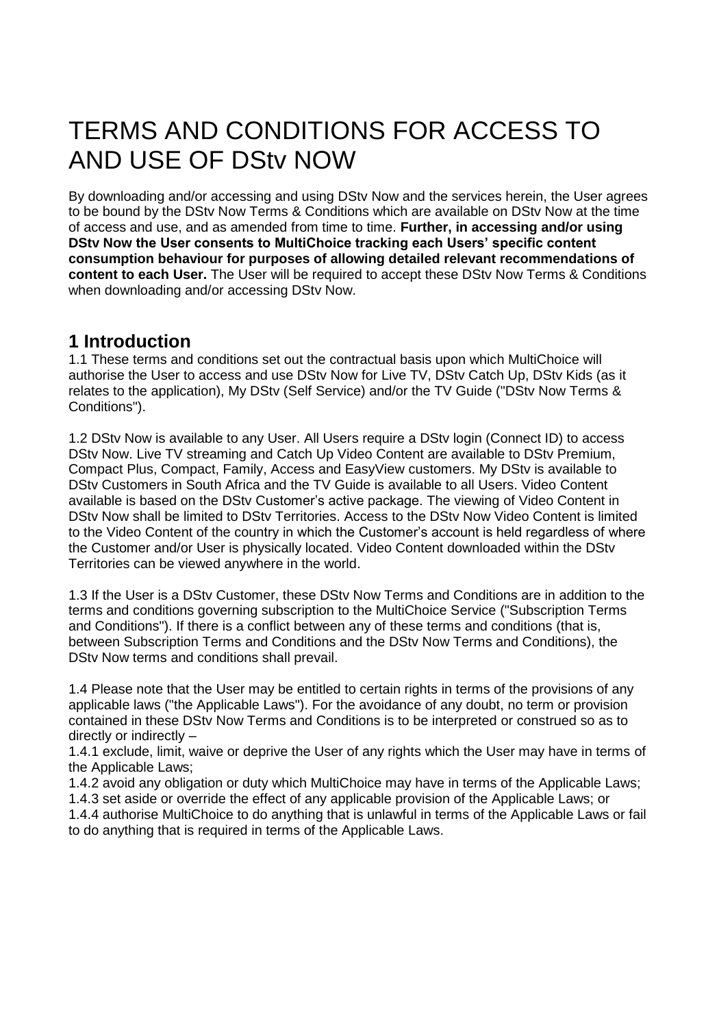# TERMS AND CONDITIONS FOR ACCESS TO AND USE OF DStv NOW

By downloading and/or accessing and using DStv Now and the services herein, the User agrees to be bound by the DStv Now Terms & Conditions which are available on DStv Now at the time of access and use, and as amended from time to time. **Further, in accessing and/or using DStv Now the User consents to MultiChoice tracking each Users' specific content consumption behaviour for purposes of allowing detailed relevant recommendations of content to each User.** The User will be required to accept these DStv Now Terms & Conditions when downloading and/or accessing DStv Now.

## 1 Introduction

1.1 These terms and conditions set out the contractual basis upon which MultiChoice will authorise the User to access and use DStv Now for Live TV, DStv Catch Up, DStv Kids (as it relates to the application), My DStv (Self Service) and/or the TV Guide ("DStv Now Terms & Conditions").

1.2 DStv Now is available to any User. All Users require a DStv login (Connect ID) to access DStv Now. Live TV streaming and Catch Up Video Content are available to DStv Premium, Compact Plus, Compact, Family, Access and EasyView customers. My DStv is available to DStv Customers in South Africa and the TV Guide is available to all Users. Video Content available is based on the DStv Customer's active package. The viewing of Video Content in DStv Now shall be limited to DStv Territories. Access to the DStv Now Video Content is limited to the Video Content of the country in which the Customer's account is held regardless of where the Customer and/or User is physically located. Video Content downloaded within the DStv Territories can be viewed anywhere in the world.

1.3 If the User is a DStv Customer, these DStv Now Terms and Conditions are in addition to the terms and conditions governing subscription to the MultiChoice Service ("Subscription Terms and Conditions"). If there is a conflict between any of these terms and conditions (that is, between Subscription Terms and Conditions and the DStv Now Terms and Conditions), the DStv Now terms and conditions shall prevail.

1.4 Please note that the User may be entitled to certain rights in terms of the provisions of any applicable laws ("the Applicable Laws"). For the avoidance of any doubt, no term or provision contained in these DStv Now Terms and Conditions is to be interpreted or construed so as to directly or indirectly –

1.4.1 exclude, limit, waive or deprive the User of any rights which the User may have in terms of the Applicable Laws;

1.4.2 avoid any obligation or duty which MultiChoice may have in terms of the Applicable Laws;

1.4.3 set aside or override the effect of any applicable provision of the Applicable Laws; or

1.4.4 authorise MultiChoice to do anything that is unlawful in terms of the Applicable Laws or fail to do anything that is required in terms of the Applicable Laws.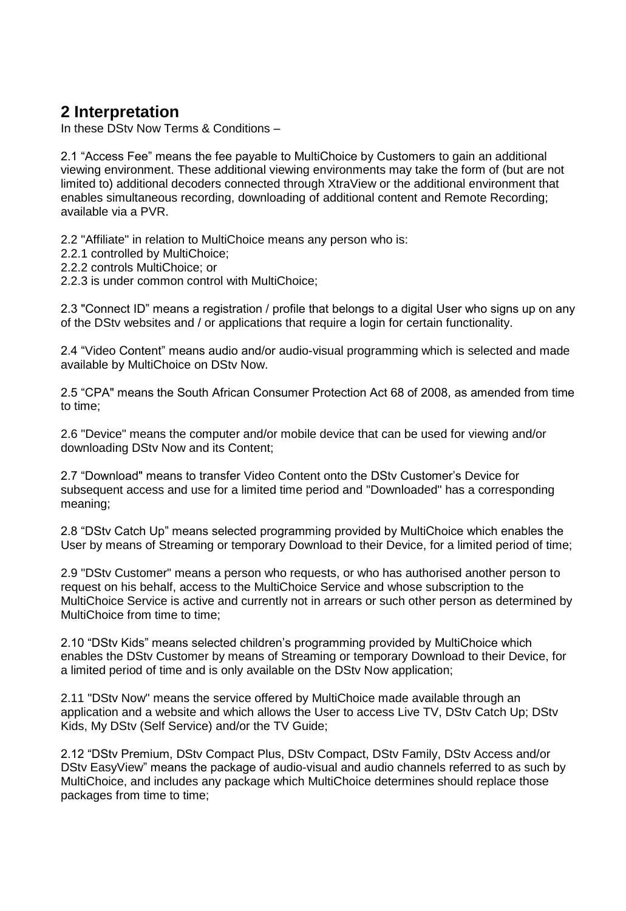## 2 Interpretation

In these DStv Now Terms & Conditions –

2.1 "Access Fee" means the fee payable to MultiChoice by Customers to gain an additional viewing environment. These additional viewing environments may take the form of (but are not limited to) additional decoders connected through XtraView or the additional environment that enables simultaneous recording, downloading of additional content and Remote Recording; available via a PVR.

2.2 "Affiliate" in relation to MultiChoice means any person who is:
2.2.1 controlled by MultiChoice;
2.2.2 controls MultiChoice; or
2.2.3 is under common control with MultiChoice;

2.3 "Connect ID" means a registration / profile that belongs to a digital User who signs up on any of the DStv websites and / or applications that require a login for certain functionality.

2.4 "Video Content" means audio and/or audio-visual programming which is selected and made available by MultiChoice on DStv Now.

2.5 "CPA" means the South African Consumer Protection Act 68 of 2008, as amended from time to time;

2.6 "Device" means the computer and/or mobile device that can be used for viewing and/or downloading DStv Now and its Content;

2.7 "Download" means to transfer Video Content onto the DStv Customer's Device for subsequent access and use for a limited time period and "Downloaded" has a corresponding meaning;

2.8 "DStv Catch Up" means selected programming provided by MultiChoice which enables the User by means of Streaming or temporary Download to their Device, for a limited period of time;

2.9 "DStv Customer" means a person who requests, or who has authorised another person to request on his behalf, access to the MultiChoice Service and whose subscription to the MultiChoice Service is active and currently not in arrears or such other person as determined by MultiChoice from time to time;

2.10 "DStv Kids" means selected children's programming provided by MultiChoice which enables the DStv Customer by means of Streaming or temporary Download to their Device, for a limited period of time and is only available on the DStv Now application;

2.11 "DStv Now" means the service offered by MultiChoice made available through an application and a website and which allows the User to access Live TV, DStv Catch Up; DStv Kids, My DStv (Self Service) and/or the TV Guide;

2.12 "DStv Premium, DStv Compact Plus, DStv Compact, DStv Family, DStv Access and/or DStv EasyView" means the package of audio-visual and audio channels referred to as such by MultiChoice, and includes any package which MultiChoice determines should replace those packages from time to time;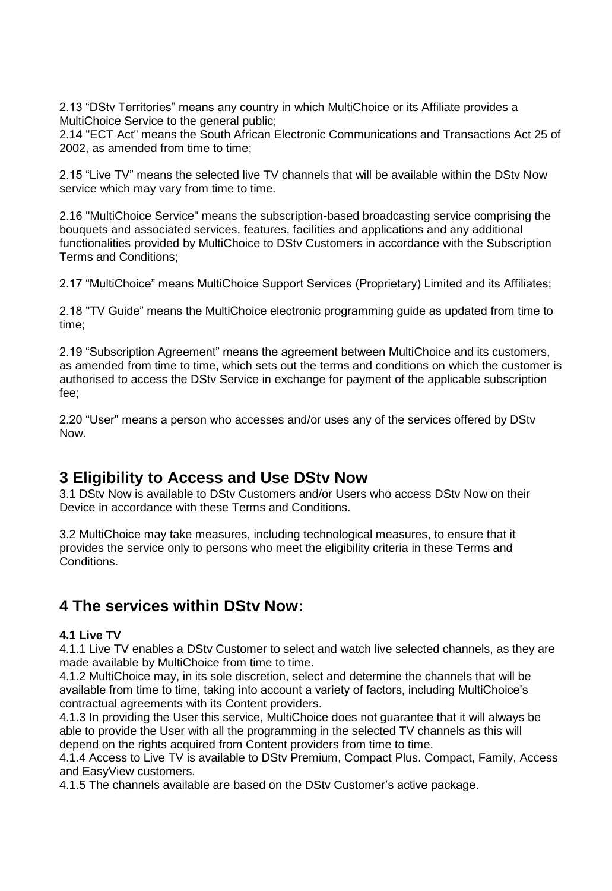2.13 “DStv Territories” means any country in which MultiChoice or its Affiliate provides a MultiChoice Service to the general public;
2.14 "ECT Act" means the South African Electronic Communications and Transactions Act 25 of 2002, as amended from time to time;

2.15 “Live TV” means the selected live TV channels that will be available within the DStv Now service which may vary from time to time.

2.16 "MultiChoice Service" means the subscription-based broadcasting service comprising the bouquets and associated services, features, facilities and applications and any additional functionalities provided by MultiChoice to DStv Customers in accordance with the Subscription Terms and Conditions;

2.17 “MultiChoice” means MultiChoice Support Services (Proprietary) Limited and its Affiliates;

2.18 "TV Guide” means the MultiChoice electronic programming guide as updated from time to time;

2.19 “Subscription Agreement” means the agreement between MultiChoice and its customers, as amended from time to time, which sets out the terms and conditions on which the customer is authorised to access the DStv Service in exchange for payment of the applicable subscription fee;

2.20 “User" means a person who accesses and/or uses any of the services offered by DStv Now.

## 3 Eligibility to Access and Use DStv Now

3.1 DStv Now is available to DStv Customers and/or Users who access DStv Now on their Device in accordance with these Terms and Conditions.

3.2 MultiChoice may take measures, including technological measures, to ensure that it provides the service only to persons who meet the eligibility criteria in these Terms and Conditions.

## 4 The services within DStv Now:

**4.1 Live TV**

4.1.1 Live TV enables a DStv Customer to select and watch live selected channels, as they are made available by MultiChoice from time to time.
4.1.2 MultiChoice may, in its sole discretion, select and determine the channels that will be available from time to time, taking into account a variety of factors, including MultiChoice’s contractual agreements with its Content providers.
4.1.3 In providing the User this service, MultiChoice does not guarantee that it will always be able to provide the User with all the programming in the selected TV channels as this will depend on the rights acquired from Content providers from time to time.
4.1.4 Access to Live TV is available to DStv Premium, Compact Plus. Compact, Family, Access and EasyView customers.
4.1.5 The channels available are based on the DStv Customer’s active package.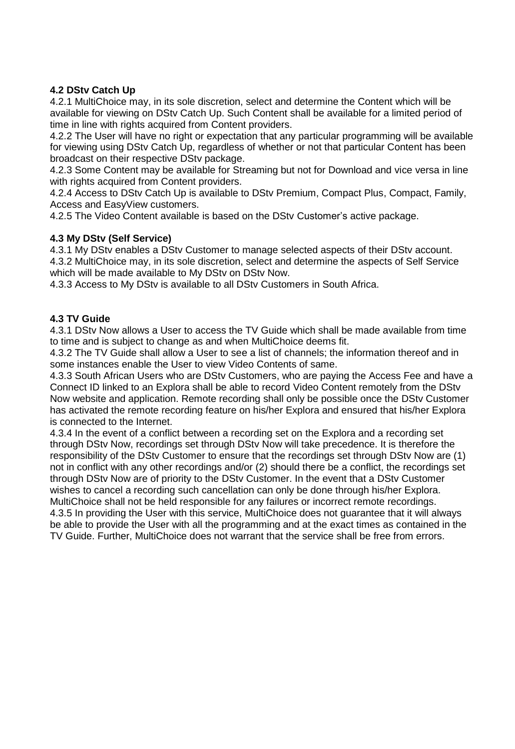#### 4.2 DStv Catch Up

4.2.1 MultiChoice may, in its sole discretion, select and determine the Content which will be available for viewing on DStv Catch Up. Such Content shall be available for a limited period of time in line with rights acquired from Content providers.
4.2.2 The User will have no right or expectation that any particular programming will be available for viewing using DStv Catch Up, regardless of whether or not that particular Content has been broadcast on their respective DStv package.
4.2.3 Some Content may be available for Streaming but not for Download and vice versa in line with rights acquired from Content providers.
4.2.4 Access to DStv Catch Up is available to DStv Premium, Compact Plus, Compact, Family, Access and EasyView customers.
4.2.5 The Video Content available is based on the DStv Customer's active package.

#### 4.3 My DStv (Self Service)

4.3.1 My DStv enables a DStv Customer to manage selected aspects of their DStv account.
4.3.2 MultiChoice may, in its sole discretion, select and determine the aspects of Self Service which will be made available to My DStv on DStv Now.
4.3.3 Access to My DStv is available to all DStv Customers in South Africa.

#### 4.3 TV Guide

4.3.1 DStv Now allows a User to access the TV Guide which shall be made available from time to time and is subject to change as and when MultiChoice deems fit.
4.3.2 The TV Guide shall allow a User to see a list of channels; the information thereof and in some instances enable the User to view Video Contents of same.
4.3.3 South African Users who are DStv Customers, who are paying the Access Fee and have a Connect ID linked to an Explora shall be able to record Video Content remotely from the DStv Now website and application. Remote recording shall only be possible once the DStv Customer has activated the remote recording feature on his/her Explora and ensured that his/her Explora is connected to the Internet.
4.3.4 In the event of a conflict between a recording set on the Explora and a recording set through DStv Now, recordings set through DStv Now will take precedence. It is therefore the responsibility of the DStv Customer to ensure that the recordings set through DStv Now are (1) not in conflict with any other recordings and/or (2) should there be a conflict, the recordings set through DStv Now are of priority to the DStv Customer. In the event that a DStv Customer wishes to cancel a recording such cancellation can only be done through his/her Explora. MultiChoice shall not be held responsible for any failures or incorrect remote recordings.
4.3.5 In providing the User with this service, MultiChoice does not guarantee that it will always be able to provide the User with all the programming and at the exact times as contained in the TV Guide. Further, MultiChoice does not warrant that the service shall be free from errors.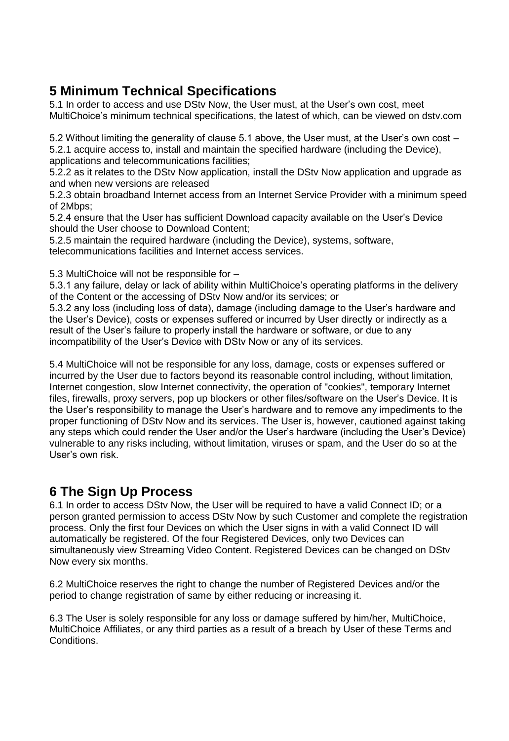## 5 Minimum Technical Specifications

5.1 In order to access and use DStv Now, the User must, at the User's own cost, meet MultiChoice's minimum technical specifications, the latest of which, can be viewed on dstv.com

5.2 Without limiting the generality of clause 5.1 above, the User must, at the User's own cost –
5.2.1 acquire access to, install and maintain the specified hardware (including the Device), applications and telecommunications facilities;
5.2.2 as it relates to the DStv Now application, install the DStv Now application and upgrade as and when new versions are released
5.2.3 obtain broadband Internet access from an Internet Service Provider with a minimum speed of 2Mbps;
5.2.4 ensure that the User has sufficient Download capacity available on the User's Device should the User choose to Download Content;
5.2.5 maintain the required hardware (including the Device), systems, software, telecommunications facilities and Internet access services.

5.3 MultiChoice will not be responsible for –
5.3.1 any failure, delay or lack of ability within MultiChoice's operating platforms in the delivery of the Content or the accessing of DStv Now and/or its services; or
5.3.2 any loss (including loss of data), damage (including damage to the User's hardware and the User's Device), costs or expenses suffered or incurred by User directly or indirectly as a result of the User's failure to properly install the hardware or software, or due to any incompatibility of the User's Device with DStv Now or any of its services.

5.4 MultiChoice will not be responsible for any loss, damage, costs or expenses suffered or incurred by the User due to factors beyond its reasonable control including, without limitation, Internet congestion, slow Internet connectivity, the operation of "cookies", temporary Internet files, firewalls, proxy servers, pop up blockers or other files/software on the User's Device. It is the User's responsibility to manage the User's hardware and to remove any impediments to the proper functioning of DStv Now and its services. The User is, however, cautioned against taking any steps which could render the User and/or the User's hardware (including the User's Device) vulnerable to any risks including, without limitation, viruses or spam, and the User do so at the User's own risk.

## 6 The Sign Up Process

6.1 In order to access DStv Now, the User will be required to have a valid Connect ID; or a person granted permission to access DStv Now by such Customer and complete the registration process. Only the first four Devices on which the User signs in with a valid Connect ID will automatically be registered. Of the four Registered Devices, only two Devices can simultaneously view Streaming Video Content. Registered Devices can be changed on DStv Now every six months.

6.2 MultiChoice reserves the right to change the number of Registered Devices and/or the period to change registration of same by either reducing or increasing it.

6.3 The User is solely responsible for any loss or damage suffered by him/her, MultiChoice, MultiChoice Affiliates, or any third parties as a result of a breach by User of these Terms and Conditions.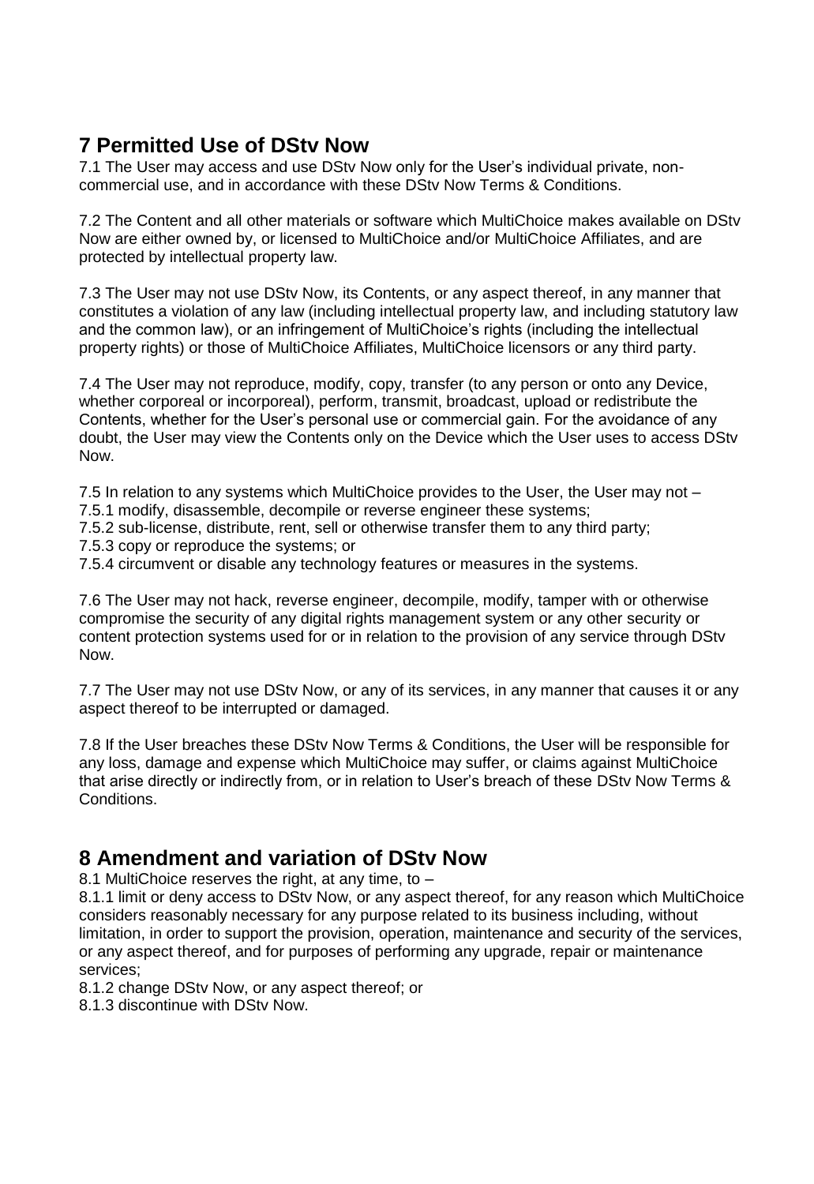## 7 Permitted Use of DStv Now

7.1 The User may access and use DStv Now only for the User's individual private, non-commercial use, and in accordance with these DStv Now Terms & Conditions.

7.2 The Content and all other materials or software which MultiChoice makes available on DStv Now are either owned by, or licensed to MultiChoice and/or MultiChoice Affiliates, and are protected by intellectual property law.

7.3 The User may not use DStv Now, its Contents, or any aspect thereof, in any manner that constitutes a violation of any law (including intellectual property law, and including statutory law and the common law), or an infringement of MultiChoice's rights (including the intellectual property rights) or those of MultiChoice Affiliates, MultiChoice licensors or any third party.

7.4 The User may not reproduce, modify, copy, transfer (to any person or onto any Device, whether corporeal or incorporeal), perform, transmit, broadcast, upload or redistribute the Contents, whether for the User's personal use or commercial gain. For the avoidance of any doubt, the User may view the Contents only on the Device which the User uses to access DStv Now.

7.5 In relation to any systems which MultiChoice provides to the User, the User may not –
7.5.1 modify, disassemble, decompile or reverse engineer these systems;
7.5.2 sub-license, distribute, rent, sell or otherwise transfer them to any third party;
7.5.3 copy or reproduce the systems; or
7.5.4 circumvent or disable any technology features or measures in the systems.

7.6 The User may not hack, reverse engineer, decompile, modify, tamper with or otherwise compromise the security of any digital rights management system or any other security or content protection systems used for or in relation to the provision of any service through DStv Now.

7.7 The User may not use DStv Now, or any of its services, in any manner that causes it or any aspect thereof to be interrupted or damaged.

7.8 If the User breaches these DStv Now Terms & Conditions, the User will be responsible for any loss, damage and expense which MultiChoice may suffer, or claims against MultiChoice that arise directly or indirectly from, or in relation to User's breach of these DStv Now Terms & Conditions.

## 8 Amendment and variation of DStv Now

8.1 MultiChoice reserves the right, at any time, to –
8.1.1 limit or deny access to DStv Now, or any aspect thereof, for any reason which MultiChoice considers reasonably necessary for any purpose related to its business including, without limitation, in order to support the provision, operation, maintenance and security of the services, or any aspect thereof, and for purposes of performing any upgrade, repair or maintenance services;
8.1.2 change DStv Now, or any aspect thereof; or
8.1.3 discontinue with DStv Now.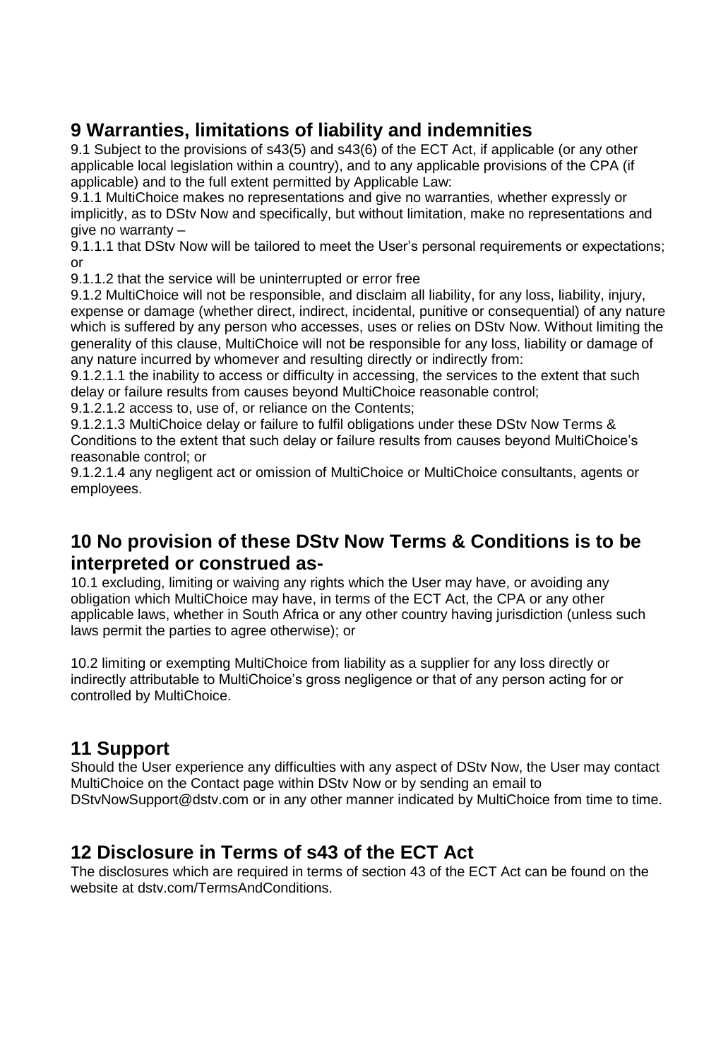## 9 Warranties, limitations of liability and indemnities

9.1 Subject to the provisions of s43(5) and s43(6) of the ECT Act, if applicable (or any other applicable local legislation within a country), and to any applicable provisions of the CPA (if applicable) and to the full extent permitted by Applicable Law:

9.1.1 MultiChoice makes no representations and give no warranties, whether expressly or implicitly, as to DStv Now and specifically, but without limitation, make no representations and give no warranty –

9.1.1.1 that DStv Now will be tailored to meet the User's personal requirements or expectations; or

9.1.1.2 that the service will be uninterrupted or error free

9.1.2 MultiChoice will not be responsible, and disclaim all liability, for any loss, liability, injury, expense or damage (whether direct, indirect, incidental, punitive or consequential) of any nature which is suffered by any person who accesses, uses or relies on DStv Now. Without limiting the generality of this clause, MultiChoice will not be responsible for any loss, liability or damage of any nature incurred by whomever and resulting directly or indirectly from:

9.1.2.1.1 the inability to access or difficulty in accessing, the services to the extent that such delay or failure results from causes beyond MultiChoice reasonable control;

9.1.2.1.2 access to, use of, or reliance on the Contents;

9.1.2.1.3 MultiChoice delay or failure to fulfil obligations under these DStv Now Terms & Conditions to the extent that such delay or failure results from causes beyond MultiChoice's reasonable control; or

9.1.2.1.4 any negligent act or omission of MultiChoice or MultiChoice consultants, agents or employees.

## 10 No provision of these DStv Now Terms & Conditions is to be interpreted or construed as-

10.1 excluding, limiting or waiving any rights which the User may have, or avoiding any obligation which MultiChoice may have, in terms of the ECT Act, the CPA or any other applicable laws, whether in South Africa or any other country having jurisdiction (unless such laws permit the parties to agree otherwise); or

10.2 limiting or exempting MultiChoice from liability as a supplier for any loss directly or indirectly attributable to MultiChoice's gross negligence or that of any person acting for or controlled by MultiChoice.

## 11 Support

Should the User experience any difficulties with any aspect of DStv Now, the User may contact MultiChoice on the Contact page within DStv Now or by sending an email to DStvNowSupport@dstv.com or in any other manner indicated by MultiChoice from time to time.

## 12 Disclosure in Terms of s43 of the ECT Act

The disclosures which are required in terms of section 43 of the ECT Act can be found on the website at dstv.com/TermsAndConditions.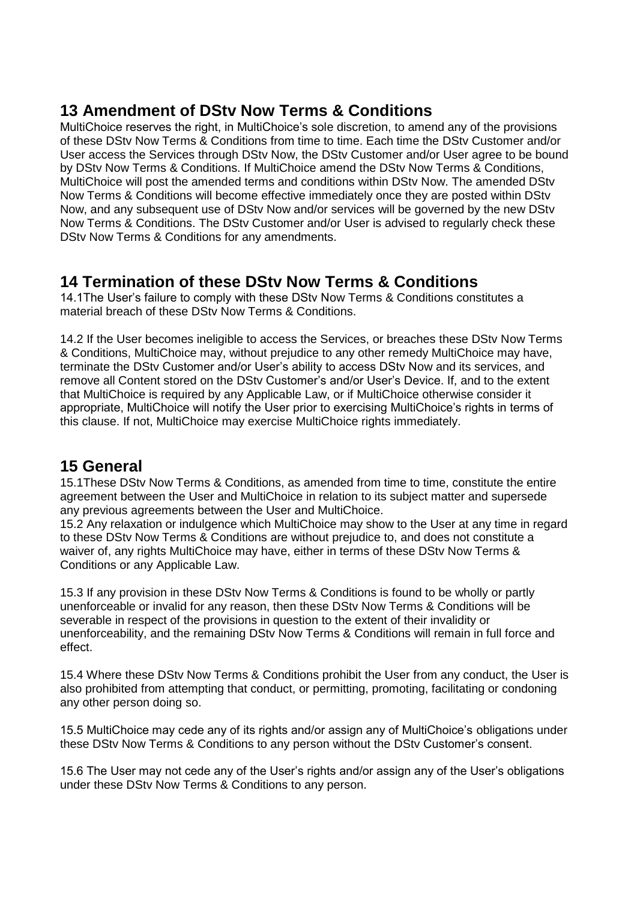## 13 Amendment of DStv Now Terms & Conditions

MultiChoice reserves the right, in MultiChoice's sole discretion, to amend any of the provisions of these DStv Now Terms & Conditions from time to time. Each time the DStv Customer and/or User access the Services through DStv Now, the DStv Customer and/or User agree to be bound by DStv Now Terms & Conditions. If MultiChoice amend the DStv Now Terms & Conditions, MultiChoice will post the amended terms and conditions within DStv Now. The amended DStv Now Terms & Conditions will become effective immediately once they are posted within DStv Now, and any subsequent use of DStv Now and/or services will be governed by the new DStv Now Terms & Conditions. The DStv Customer and/or User is advised to regularly check these DStv Now Terms & Conditions for any amendments.

## 14 Termination of these DStv Now Terms & Conditions

14.1The User's failure to comply with these DStv Now Terms & Conditions constitutes a material breach of these DStv Now Terms & Conditions.

14.2 If the User becomes ineligible to access the Services, or breaches these DStv Now Terms & Conditions, MultiChoice may, without prejudice to any other remedy MultiChoice may have, terminate the DStv Customer and/or User's ability to access DStv Now and its services, and remove all Content stored on the DStv Customer's and/or User's Device. If, and to the extent that MultiChoice is required by any Applicable Law, or if MultiChoice otherwise consider it appropriate, MultiChoice will notify the User prior to exercising MultiChoice's rights in terms of this clause. If not, MultiChoice may exercise MultiChoice rights immediately.

## 15 General

15.1These DStv Now Terms & Conditions, as amended from time to time, constitute the entire agreement between the User and MultiChoice in relation to its subject matter and supersede any previous agreements between the User and MultiChoice.
15.2 Any relaxation or indulgence which MultiChoice may show to the User at any time in regard to these DStv Now Terms & Conditions are without prejudice to, and does not constitute a waiver of, any rights MultiChoice may have, either in terms of these DStv Now Terms & Conditions or any Applicable Law.

15.3 If any provision in these DStv Now Terms & Conditions is found to be wholly or partly unenforceable or invalid for any reason, then these DStv Now Terms & Conditions will be severable in respect of the provisions in question to the extent of their invalidity or unenforceability, and the remaining DStv Now Terms & Conditions will remain in full force and effect.

15.4 Where these DStv Now Terms & Conditions prohibit the User from any conduct, the User is also prohibited from attempting that conduct, or permitting, promoting, facilitating or condoning any other person doing so.

15.5 MultiChoice may cede any of its rights and/or assign any of MultiChoice's obligations under these DStv Now Terms & Conditions to any person without the DStv Customer's consent.

15.6 The User may not cede any of the User's rights and/or assign any of the User's obligations under these DStv Now Terms & Conditions to any person.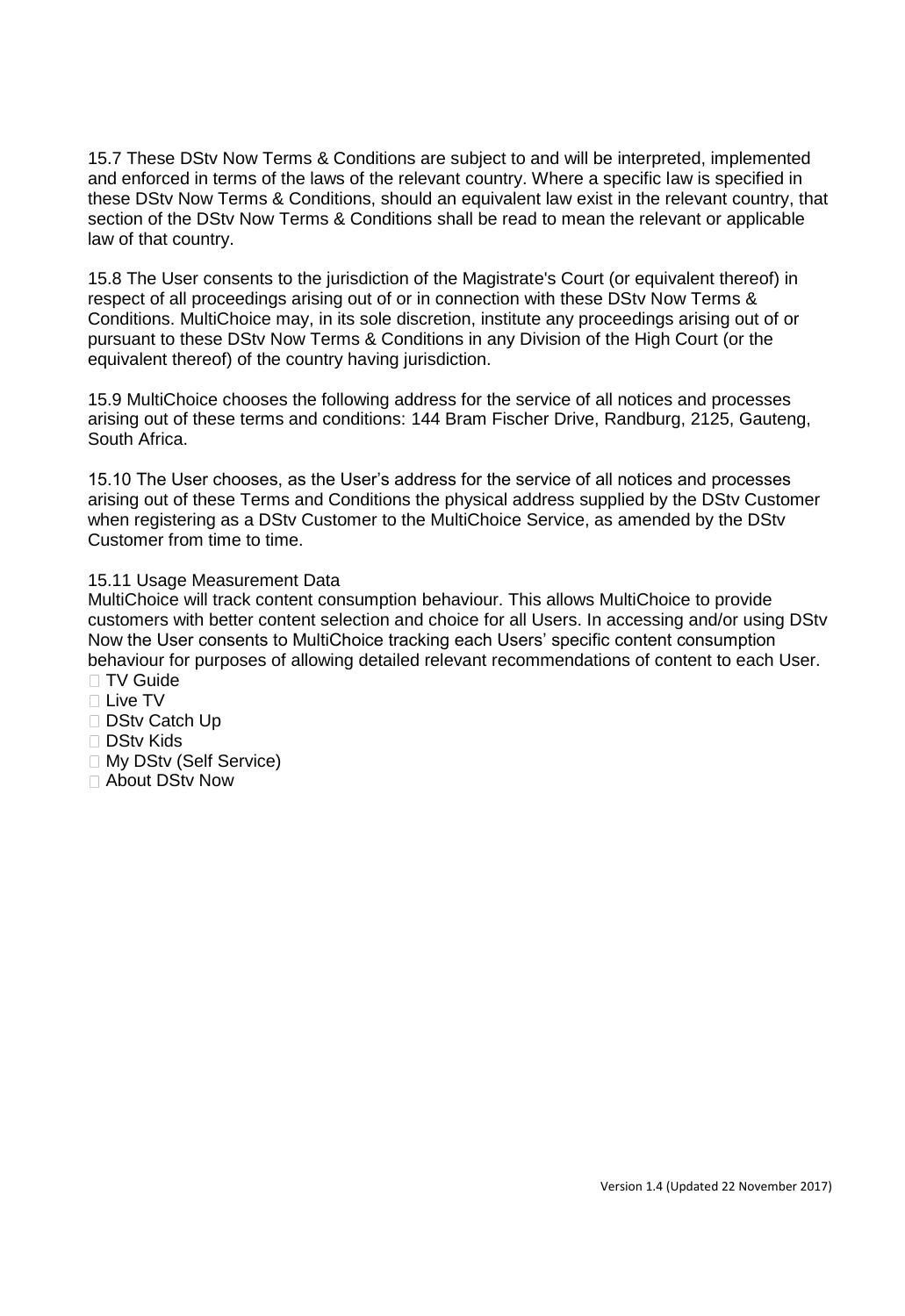15.7 These DStv Now Terms & Conditions are subject to and will be interpreted, implemented and enforced in terms of the laws of the relevant country. Where a specific law is specified in these DStv Now Terms & Conditions, should an equivalent law exist in the relevant country, that section of the DStv Now Terms & Conditions shall be read to mean the relevant or applicable law of that country.

15.8 The User consents to the jurisdiction of the Magistrate's Court (or equivalent thereof) in respect of all proceedings arising out of or in connection with these DStv Now Terms & Conditions. MultiChoice may, in its sole discretion, institute any proceedings arising out of or pursuant to these DStv Now Terms & Conditions in any Division of the High Court (or the equivalent thereof) of the country having jurisdiction.

15.9 MultiChoice chooses the following address for the service of all notices and processes arising out of these terms and conditions: 144 Bram Fischer Drive, Randburg, 2125, Gauteng, South Africa.

15.10 The User chooses, as the User's address for the service of all notices and processes arising out of these Terms and Conditions the physical address supplied by the DStv Customer when registering as a DStv Customer to the MultiChoice Service, as amended by the DStv Customer from time to time.

15.11 Usage Measurement Data

MultiChoice will track content consumption behaviour. This allows MultiChoice to provide customers with better content selection and choice for all Users. In accessing and/or using DStv Now the User consents to MultiChoice tracking each Users' specific content consumption behaviour for purposes of allowing detailed relevant recommendations of content to each User.

- TV Guide
- Live TV
- DStv Catch Up
- DStv Kids
- My DStv (Self Service)
- About DStv Now

Version 1.4 (Updated 22 November 2017)